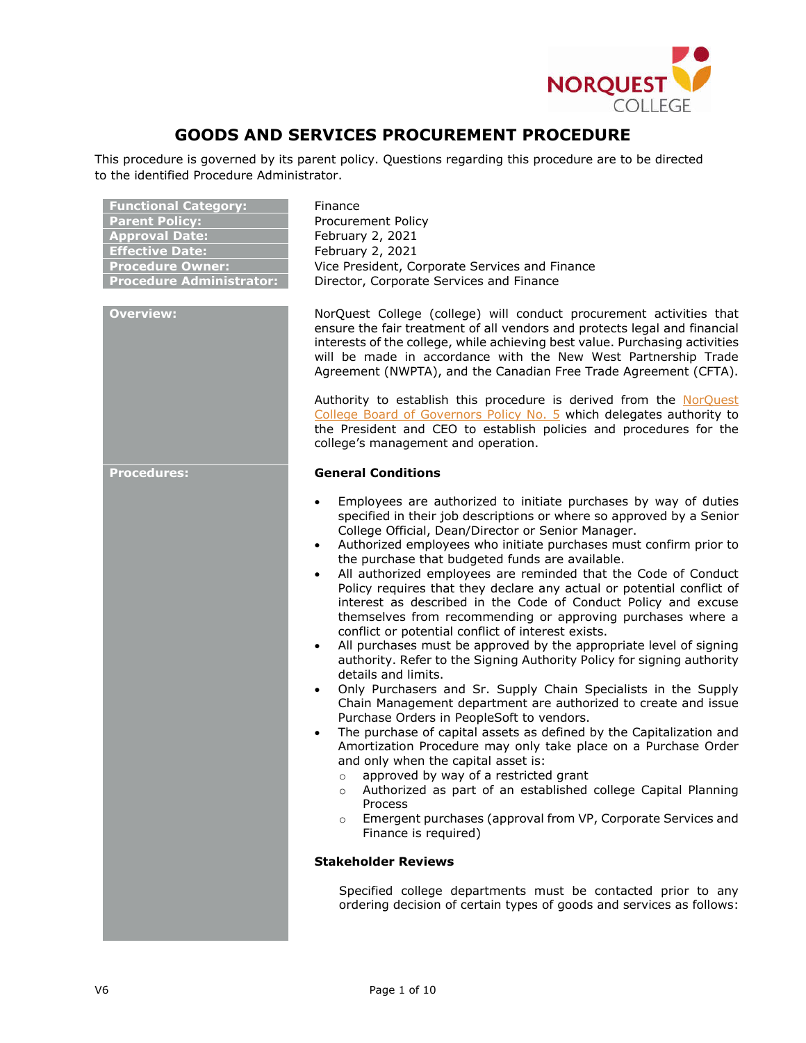# GOODS AND SERVICES PROCUREMENT PROCEDURE

This procedure is governed by its parent policy. Questions regarding this procedure are to be directed to the identified Procedure Administrator.

| | |
|---|---|
| **Functional Category:** | Finance |
| **Parent Policy:** | Procurement Policy |
| **Approval Date:** | February 2, 2021 |
| **Effective Date:** | February 2, 2021 |
| **Procedure Owner:** | Vice President, Corporate Services and Finance |
| **Procedure Administrator:** | Director, Corporate Services and Finance |

## Overview:

NorQuest College (college) will conduct procurement activities that ensure the fair treatment of all vendors and protects legal and financial interests of the college, while achieving best value. Purchasing activities will be made in accordance with the New West Partnership Trade Agreement (NWPTA), and the Canadian Free Trade Agreement (CFTA).

Authority to establish this procedure is derived from the NorQuest College Board of Governors Policy No. 5 which delegates authority to the President and CEO to establish policies and procedures for the college's management and operation.

## Procedures:

### General Conditions

- Employees are authorized to initiate purchases by way of duties specified in their job descriptions or where so approved by a Senior College Official, Dean/Director or Senior Manager.
- Authorized employees who initiate purchases must confirm prior to the purchase that budgeted funds are available.
- All authorized employees are reminded that the Code of Conduct Policy requires that they declare any actual or potential conflict of interest as described in the Code of Conduct Policy and excuse themselves from recommending or approving purchases where a conflict or potential conflict of interest exists.
- All purchases must be approved by the appropriate level of signing authority. Refer to the Signing Authority Policy for signing authority details and limits.
- Only Purchasers and Sr. Supply Chain Specialists in the Supply Chain Management department are authorized to create and issue Purchase Orders in PeopleSoft to vendors.
- The purchase of capital assets as defined by the Capitalization and Amortization Procedure may only take place on a Purchase Order and only when the capital asset is:
  - approved by way of a restricted grant
  - Authorized as part of an established college Capital Planning Process
  - Emergent purchases (approval from VP, Corporate Services and Finance is required)

### Stakeholder Reviews

Specified college departments must be contacted prior to any ordering decision of certain types of goods and services as follows: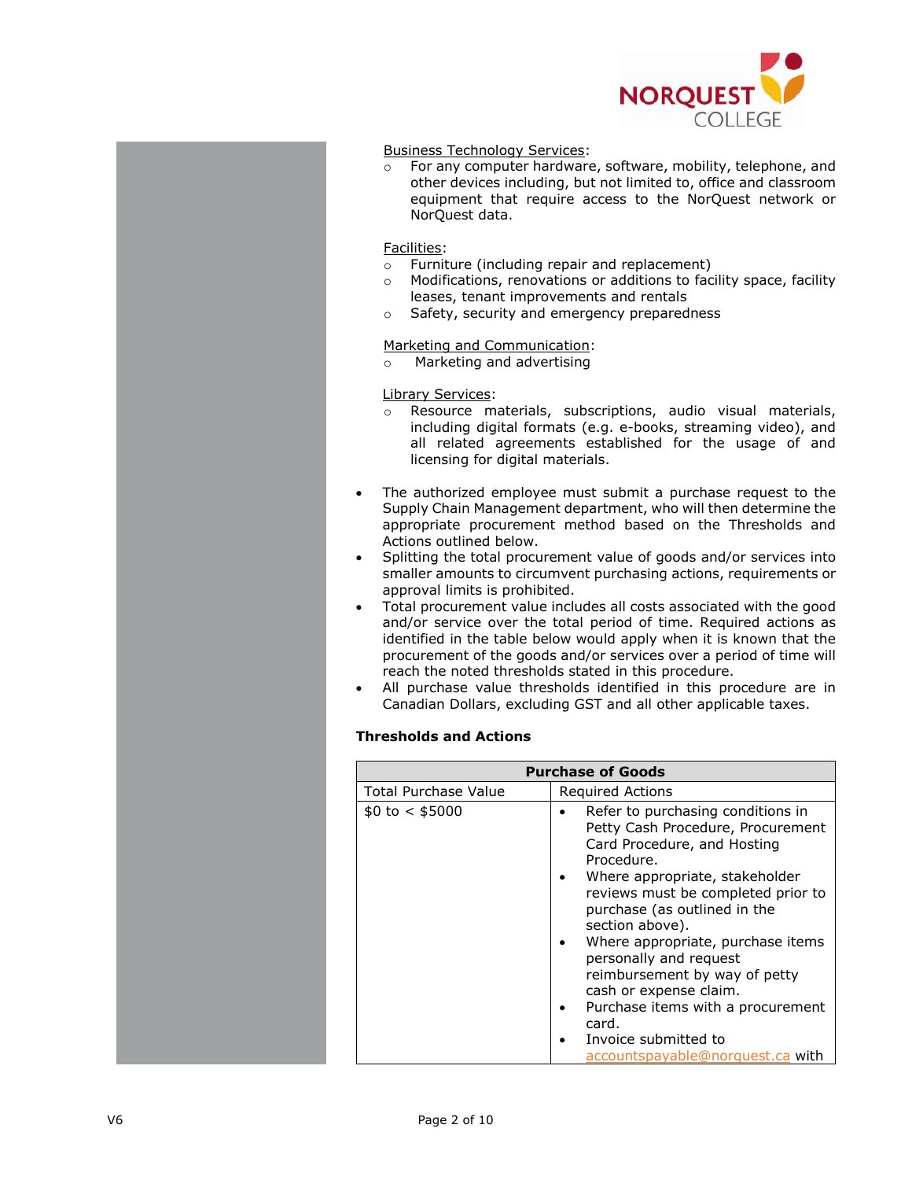Business Technology Services:

- For any computer hardware, software, mobility, telephone, and other devices including, but not limited to, office and classroom equipment that require access to the NorQuest network or NorQuest data.

Facilities:

- Furniture (including repair and replacement)
- Modifications, renovations or additions to facility space, facility leases, tenant improvements and rentals
- Safety, security and emergency preparedness

Marketing and Communication:

- Marketing and advertising

Library Services:

- Resource materials, subscriptions, audio visual materials, including digital formats (e.g. e-books, streaming video), and all related agreements established for the usage of and licensing for digital materials.

- The authorized employee must submit a purchase request to the Supply Chain Management department, who will then determine the appropriate procurement method based on the Thresholds and Actions outlined below.
- Splitting the total procurement value of goods and/or services into smaller amounts to circumvent purchasing actions, requirements or approval limits is prohibited.
- Total procurement value includes all costs associated with the good and/or service over the total period of time. Required actions as identified in the table below would apply when it is known that the procurement of the goods and/or services over a period of time will reach the noted thresholds stated in this procedure.
- All purchase value thresholds identified in this procedure are in Canadian Dollars, excluding GST and all other applicable taxes.

**Thresholds and Actions**

| **Purchase of Goods** | |
|---|---|
| Total Purchase Value | Required Actions |
| $0 to < $5000 | • Refer to purchasing conditions in Petty Cash Procedure, Procurement Card Procedure, and Hosting Procedure.<br>• Where appropriate, stakeholder reviews must be completed prior to purchase (as outlined in the section above).<br>• Where appropriate, purchase items personally and request reimbursement by way of petty cash or expense claim.<br>• Purchase items with a procurement card.<br>• Invoice submitted to accountspayable@norquest.ca with |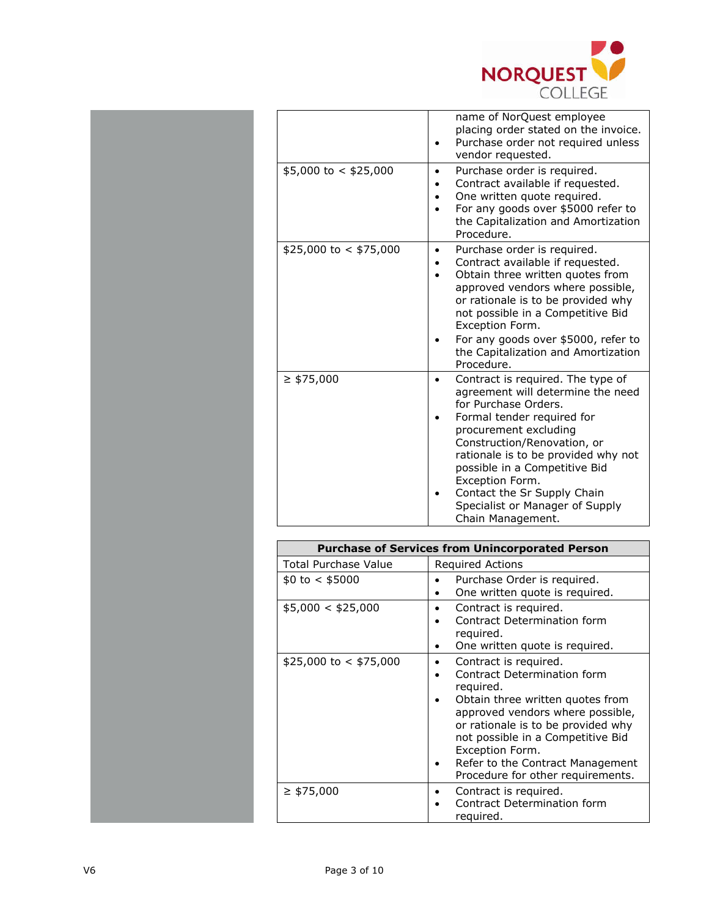| | |
|---|---|
| | name of NorQuest employee placing order stated on the invoice.<br>• Purchase order not required unless vendor requested. |
| $5,000 to < $25,000 | • Purchase order is required.<br>• Contract available if requested.<br>• One written quote required.<br>• For any goods over $5000 refer to the Capitalization and Amortization Procedure. |
| $25,000 to < $75,000 | • Purchase order is required.<br>• Contract available if requested.<br>• Obtain three written quotes from approved vendors where possible, or rationale is to be provided why not possible in a Competitive Bid Exception Form.<br>• For any goods over $5000, refer to the Capitalization and Amortization Procedure. |
| ≥ $75,000 | • Contract is required. The type of agreement will determine the need for Purchase Orders.<br>• Formal tender required for procurement excluding Construction/Renovation, or rationale is to be provided why not possible in a Competitive Bid Exception Form.<br>• Contact the Sr Supply Chain Specialist or Manager of Supply Chain Management. |

| **Purchase of Services from Unincorporated Person** | |
|---|---|
| Total Purchase Value | Required Actions |
| $0 to < $5000 | • Purchase Order is required.<br>• One written quote is required. |
| $5,000 < $25,000 | • Contract is required.<br>• Contract Determination form required.<br>• One written quote is required. |
| $25,000 to < $75,000 | • Contract is required.<br>• Contract Determination form required.<br>• Obtain three written quotes from approved vendors where possible, or rationale is to be provided why not possible in a Competitive Bid Exception Form.<br>• Refer to the Contract Management Procedure for other requirements. |
| ≥ $75,000 | • Contract is required.<br>• Contract Determination form required. |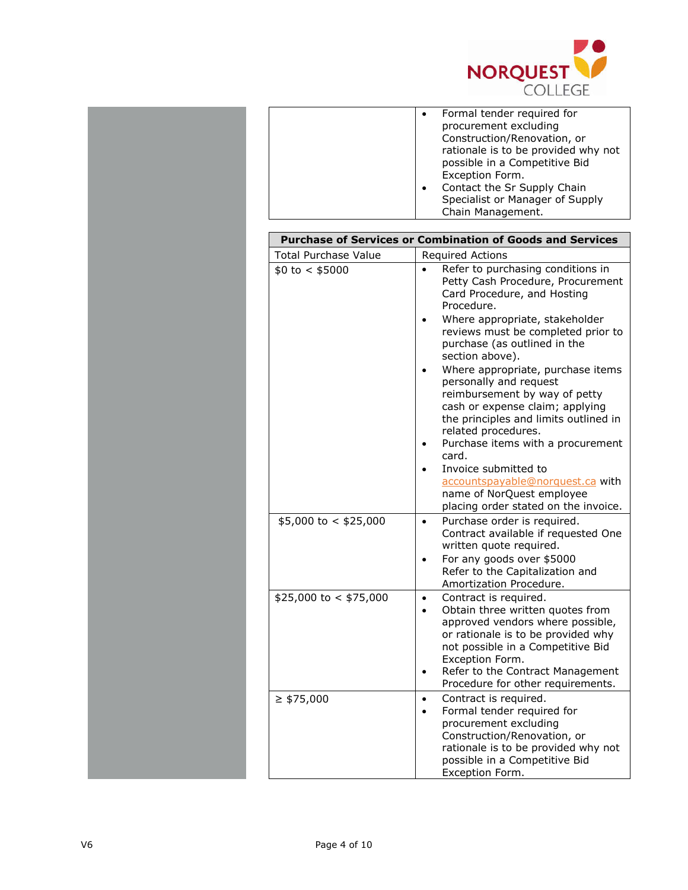| | |
|---|---|
| | • Formal tender required for procurement excluding Construction/Renovation, or rationale is to be provided why not possible in a Competitive Bid Exception Form.<br>• Contact the Sr Supply Chain Specialist or Manager of Supply Chain Management. |

| **Purchase of Services or Combination of Goods and Services** | |
|---|---|
| Total Purchase Value | Required Actions |
| $0 to < $5000 | • Refer to purchasing conditions in Petty Cash Procedure, Procurement Card Procedure, and Hosting Procedure.<br>• Where appropriate, stakeholder reviews must be completed prior to purchase (as outlined in the section above).<br>• Where appropriate, purchase items personally and request reimbursement by way of petty cash or expense claim; applying the principles and limits outlined in related procedures.<br>• Purchase items with a procurement card.<br>• Invoice submitted to accountspayable@norquest.ca with name of NorQuest employee placing order stated on the invoice. |
| $5,000 to < $25,000 | • Purchase order is required. Contract available if requested One written quote required.<br>• For any goods over $5000 Refer to the Capitalization and Amortization Procedure. |
| $25,000 to < $75,000 | • Contract is required.<br>• Obtain three written quotes from approved vendors where possible, or rationale is to be provided why not possible in a Competitive Bid Exception Form.<br>• Refer to the Contract Management Procedure for other requirements. |
| ≥ $75,000 | • Contract is required.<br>• Formal tender required for procurement excluding Construction/Renovation, or rationale is to be provided why not possible in a Competitive Bid Exception Form. |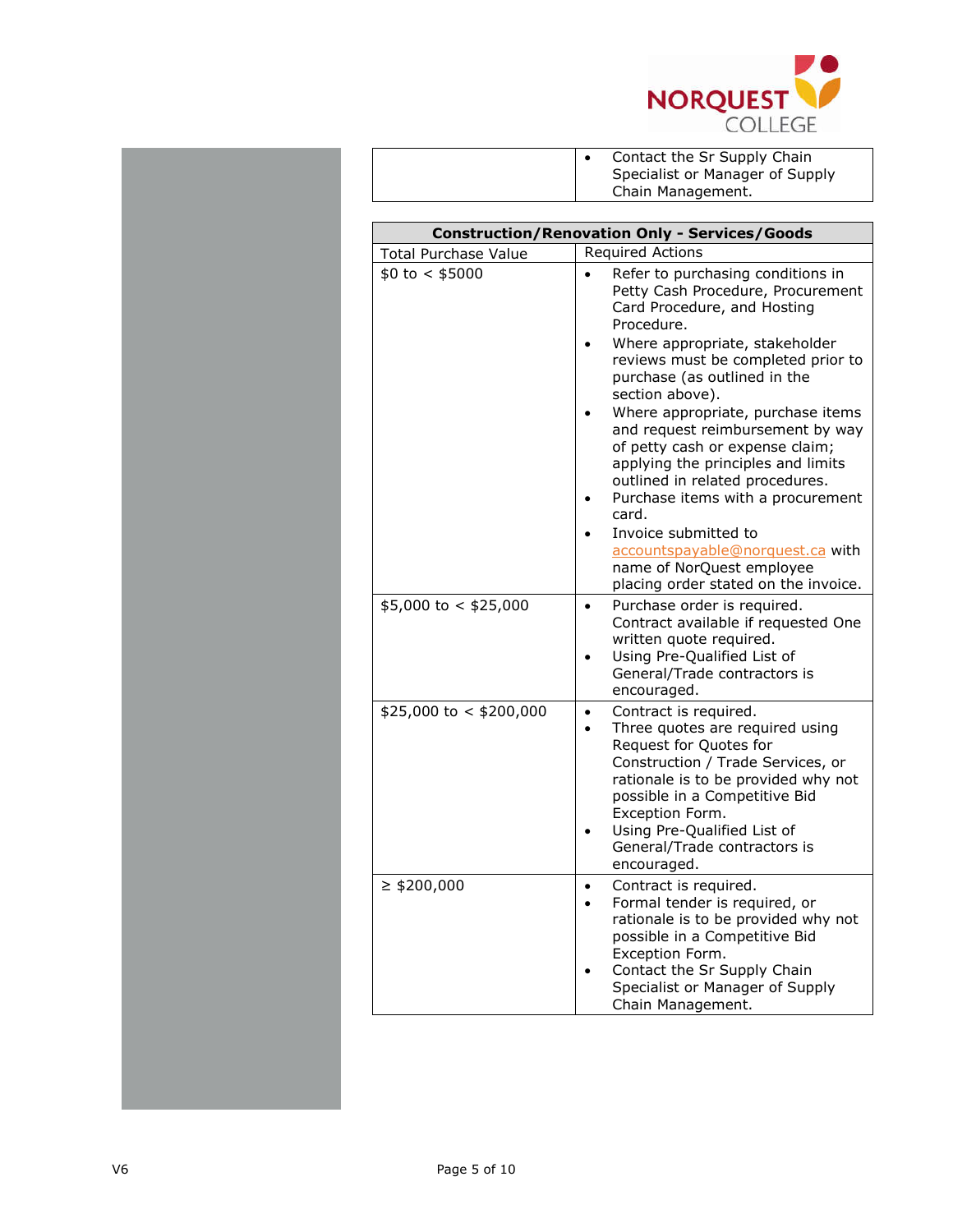| | |
|---|---|
| | • Contact the Sr Supply Chain Specialist or Manager of Supply Chain Management. |

| **Construction/Renovation Only - Services/Goods** | |
|---|---|
| Total Purchase Value | Required Actions |
| $0 to < $5000 | • Refer to purchasing conditions in Petty Cash Procedure, Procurement Card Procedure, and Hosting Procedure.<br>• Where appropriate, stakeholder reviews must be completed prior to purchase (as outlined in the section above).<br>• Where appropriate, purchase items and request reimbursement by way of petty cash or expense claim; applying the principles and limits outlined in related procedures.<br>• Purchase items with a procurement card.<br>• Invoice submitted to accountspayable@norquest.ca with name of NorQuest employee placing order stated on the invoice. |
| $5,000 to < $25,000 | • Purchase order is required. Contract available if requested One written quote required.<br>• Using Pre-Qualified List of General/Trade contractors is encouraged. |
| $25,000 to < $200,000 | • Contract is required.<br>• Three quotes are required using Request for Quotes for Construction / Trade Services, or rationale is to be provided why not possible in a Competitive Bid Exception Form.<br>• Using Pre-Qualified List of General/Trade contractors is encouraged. |
| ≥ $200,000 | • Contract is required.<br>• Formal tender is required, or rationale is to be provided why not possible in a Competitive Bid Exception Form.<br>• Contact the Sr Supply Chain Specialist or Manager of Supply Chain Management. |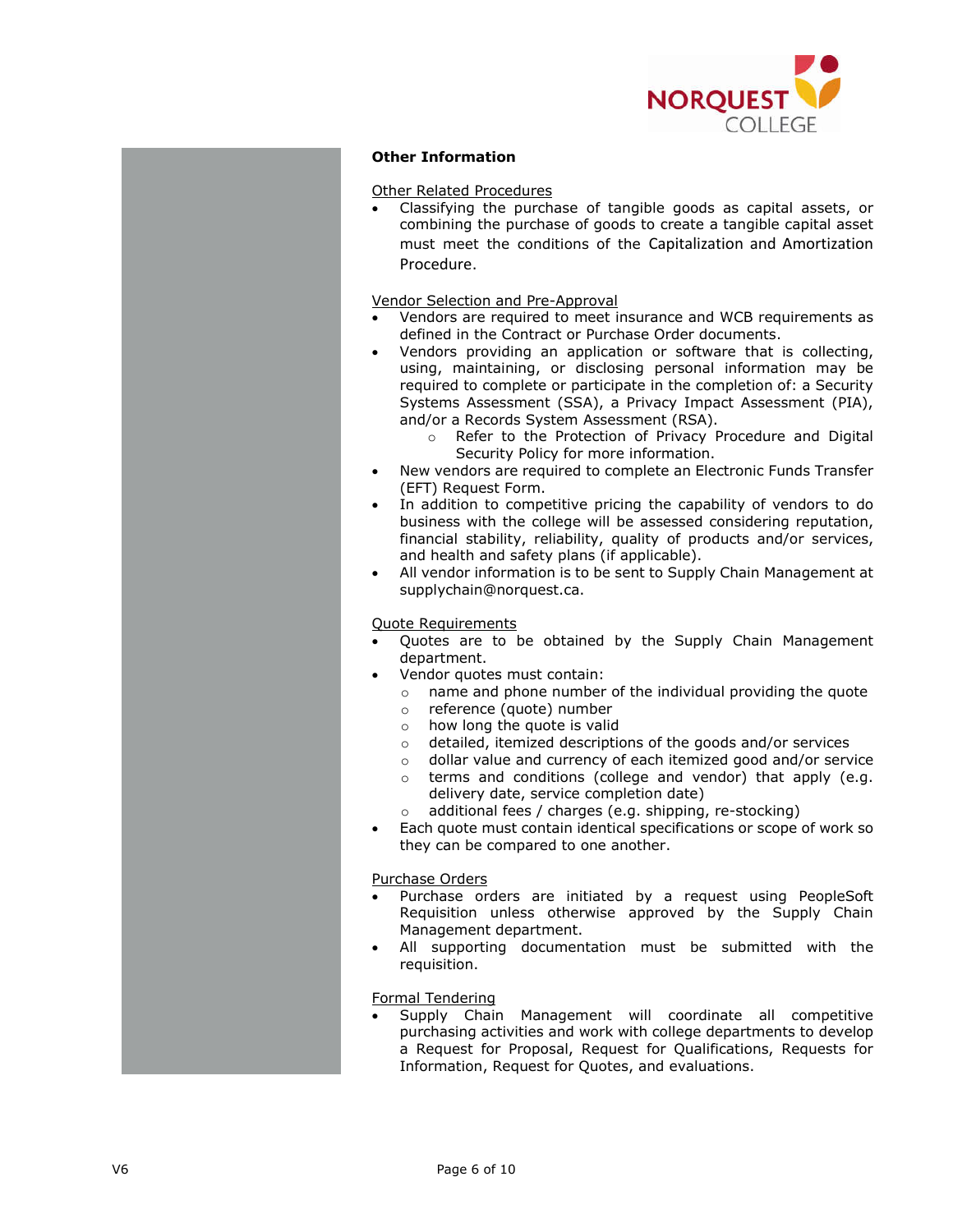**Other Information**

Other Related Procedures

- Classifying the purchase of tangible goods as capital assets, or combining the purchase of goods to create a tangible capital asset must meet the conditions of the Capitalization and Amortization Procedure.

Vendor Selection and Pre-Approval

- Vendors are required to meet insurance and WCB requirements as defined in the Contract or Purchase Order documents.
- Vendors providing an application or software that is collecting, using, maintaining, or disclosing personal information may be required to complete or participate in the completion of: a Security Systems Assessment (SSA), a Privacy Impact Assessment (PIA), and/or a Records System Assessment (RSA).
  - Refer to the Protection of Privacy Procedure and Digital Security Policy for more information.
- New vendors are required to complete an Electronic Funds Transfer (EFT) Request Form.
- In addition to competitive pricing the capability of vendors to do business with the college will be assessed considering reputation, financial stability, reliability, quality of products and/or services, and health and safety plans (if applicable).
- All vendor information is to be sent to Supply Chain Management at supplychain@norquest.ca.

Quote Requirements

- Quotes are to be obtained by the Supply Chain Management department.
- Vendor quotes must contain:
  - name and phone number of the individual providing the quote
  - reference (quote) number
  - how long the quote is valid
  - detailed, itemized descriptions of the goods and/or services
  - dollar value and currency of each itemized good and/or service
  - terms and conditions (college and vendor) that apply (e.g. delivery date, service completion date)
  - additional fees / charges (e.g. shipping, re-stocking)
- Each quote must contain identical specifications or scope of work so they can be compared to one another.

Purchase Orders

- Purchase orders are initiated by a request using PeopleSoft Requisition unless otherwise approved by the Supply Chain Management department.
- All supporting documentation must be submitted with the requisition.

Formal Tendering

- Supply Chain Management will coordinate all competitive purchasing activities and work with college departments to develop a Request for Proposal, Request for Qualifications, Requests for Information, Request for Quotes, and evaluations.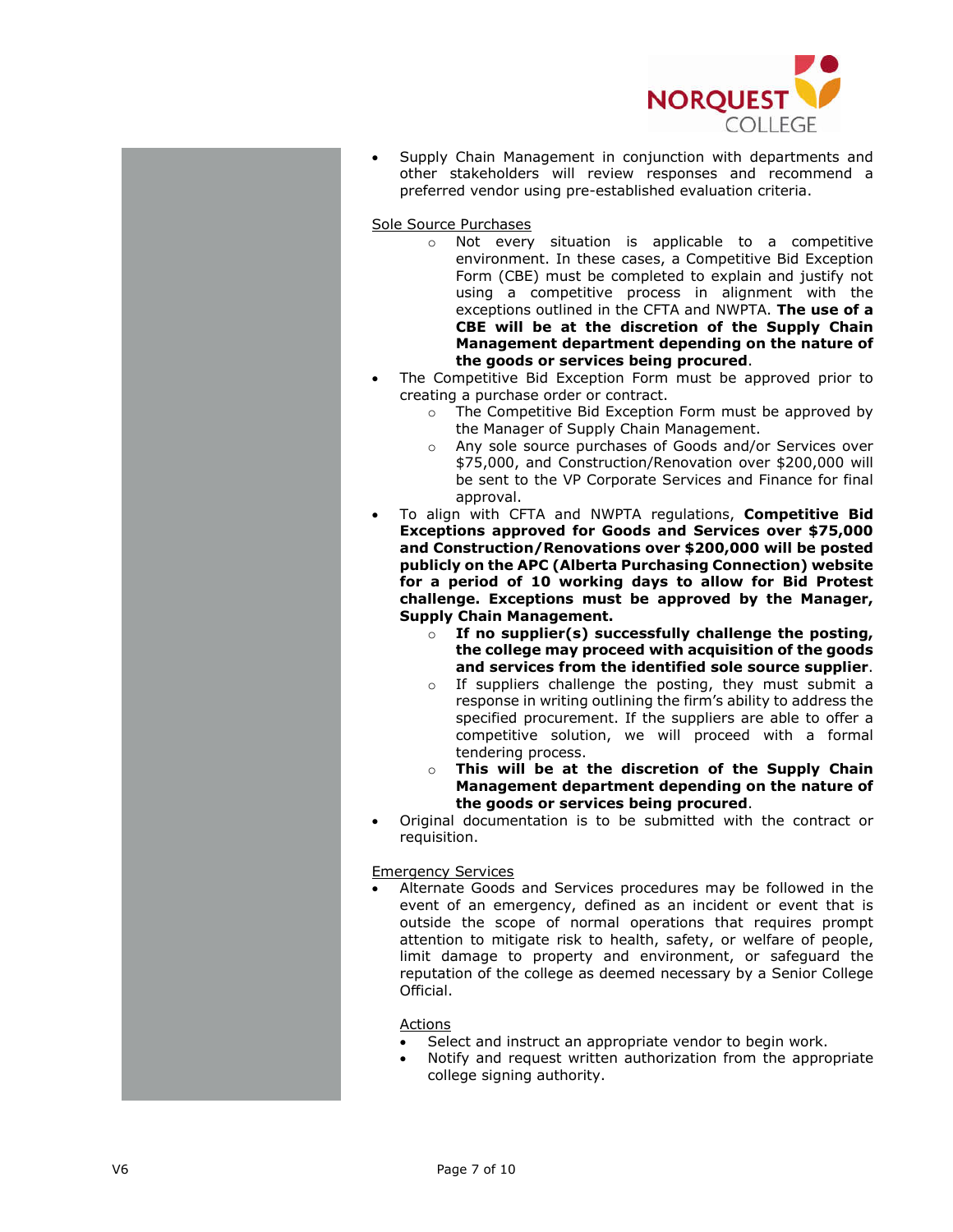- Supply Chain Management in conjunction with departments and other stakeholders will review responses and recommend a preferred vendor using pre-established evaluation criteria.

Sole Source Purchases

- Not every situation is applicable to a competitive environment. In these cases, a Competitive Bid Exception Form (CBE) must be completed to explain and justify not using a competitive process in alignment with the exceptions outlined in the CFTA and NWPTA. **The use of a CBE will be at the discretion of the Supply Chain Management department depending on the nature of the goods or services being procured**.

- The Competitive Bid Exception Form must be approved prior to creating a purchase order or contract.
  - The Competitive Bid Exception Form must be approved by the Manager of Supply Chain Management.
  - Any sole source purchases of Goods and/or Services over $75,000, and Construction/Renovation over $200,000 will be sent to the VP Corporate Services and Finance for final approval.
- To align with CFTA and NWPTA regulations, **Competitive Bid Exceptions approved for Goods and Services over $75,000 and Construction/Renovations over $200,000 will be posted publicly on the APC (Alberta Purchasing Connection) website for a period of 10 working days to allow for Bid Protest challenge. Exceptions must be approved by the Manager, Supply Chain Management.**
  - **If no supplier(s) successfully challenge the posting, the college may proceed with acquisition of the goods and services from the identified sole source supplier**.
  - If suppliers challenge the posting, they must submit a response in writing outlining the firm's ability to address the specified procurement. If the suppliers are able to offer a competitive solution, we will proceed with a formal tendering process.
  - **This will be at the discretion of the Supply Chain Management department depending on the nature of the goods or services being procured**.
- Original documentation is to be submitted with the contract or requisition.

Emergency Services

- Alternate Goods and Services procedures may be followed in the event of an emergency, defined as an incident or event that is outside the scope of normal operations that requires prompt attention to mitigate risk to health, safety, or welfare of people, limit damage to property and environment, or safeguard the reputation of the college as deemed necessary by a Senior College Official.

Actions

- Select and instruct an appropriate vendor to begin work.
- Notify and request written authorization from the appropriate college signing authority.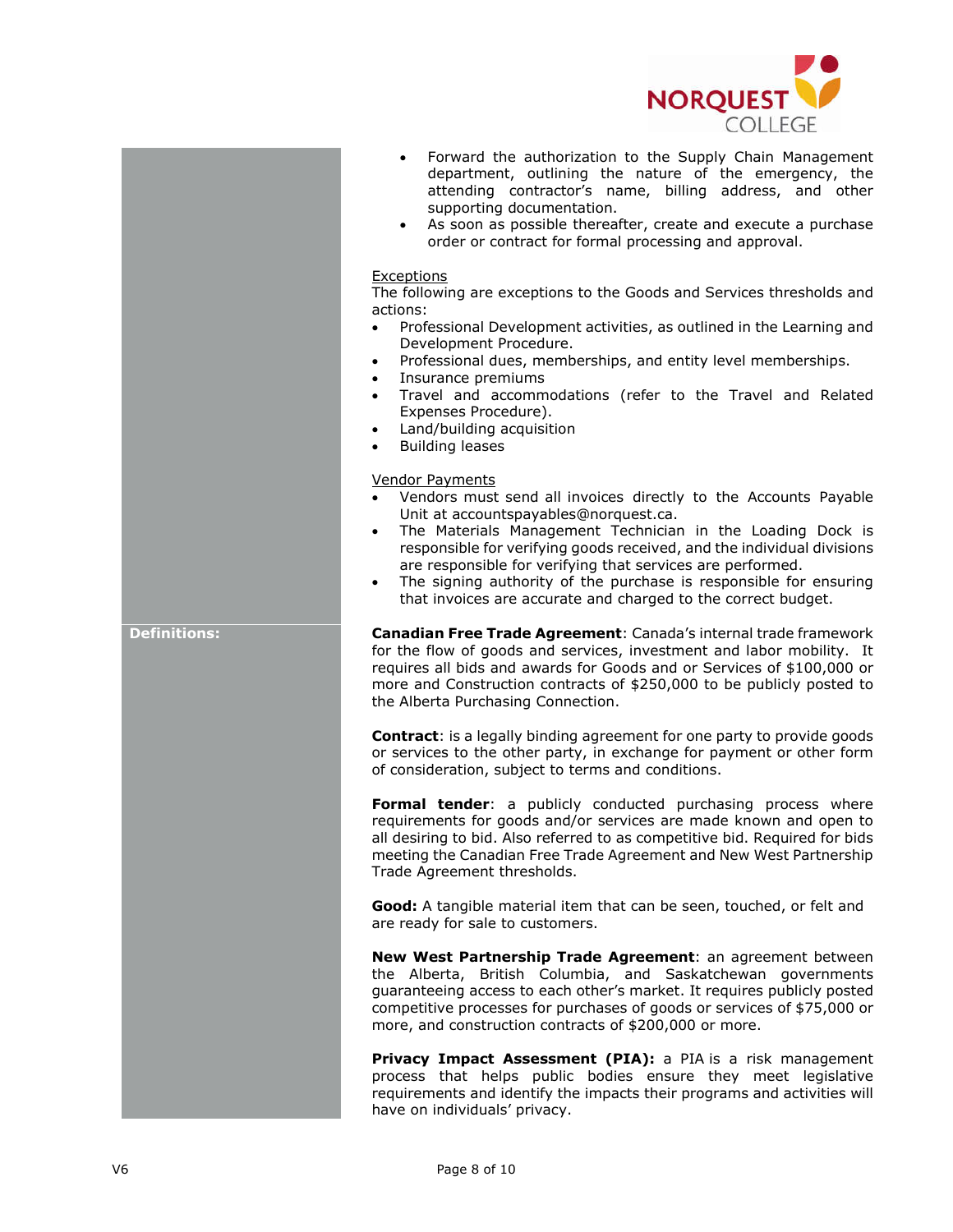- Forward the authorization to the Supply Chain Management department, outlining the nature of the emergency, the attending contractor's name, billing address, and other supporting documentation.
- As soon as possible thereafter, create and execute a purchase order or contract for formal processing and approval.

Exceptions

The following are exceptions to the Goods and Services thresholds and actions:

- Professional Development activities, as outlined in the Learning and Development Procedure.
- Professional dues, memberships, and entity level memberships.
- Insurance premiums
- Travel and accommodations (refer to the Travel and Related Expenses Procedure).
- Land/building acquisition
- Building leases

Vendor Payments

- Vendors must send all invoices directly to the Accounts Payable Unit at accountspayables@norquest.ca.
- The Materials Management Technician in the Loading Dock is responsible for verifying goods received, and the individual divisions are responsible for verifying that services are performed.
- The signing authority of the purchase is responsible for ensuring that invoices are accurate and charged to the correct budget.

**Definitions:**

**Canadian Free Trade Agreement**: Canada's internal trade framework for the flow of goods and services, investment and labor mobility. It requires all bids and awards for Goods and or Services of $100,000 or more and Construction contracts of $250,000 to be publicly posted to the Alberta Purchasing Connection.

**Contract**: is a legally binding agreement for one party to provide goods or services to the other party, in exchange for payment or other form of consideration, subject to terms and conditions.

**Formal tender**: a publicly conducted purchasing process where requirements for goods and/or services are made known and open to all desiring to bid. Also referred to as competitive bid. Required for bids meeting the Canadian Free Trade Agreement and New West Partnership Trade Agreement thresholds.

**Good:** A tangible material item that can be seen, touched, or felt and are ready for sale to customers.

**New West Partnership Trade Agreement**: an agreement between the Alberta, British Columbia, and Saskatchewan governments guaranteeing access to each other's market. It requires publicly posted competitive processes for purchases of goods or services of $75,000 or more, and construction contracts of $200,000 or more.

**Privacy Impact Assessment (PIA):** a PIA is a risk management process that helps public bodies ensure they meet legislative requirements and identify the impacts their programs and activities will have on individuals' privacy.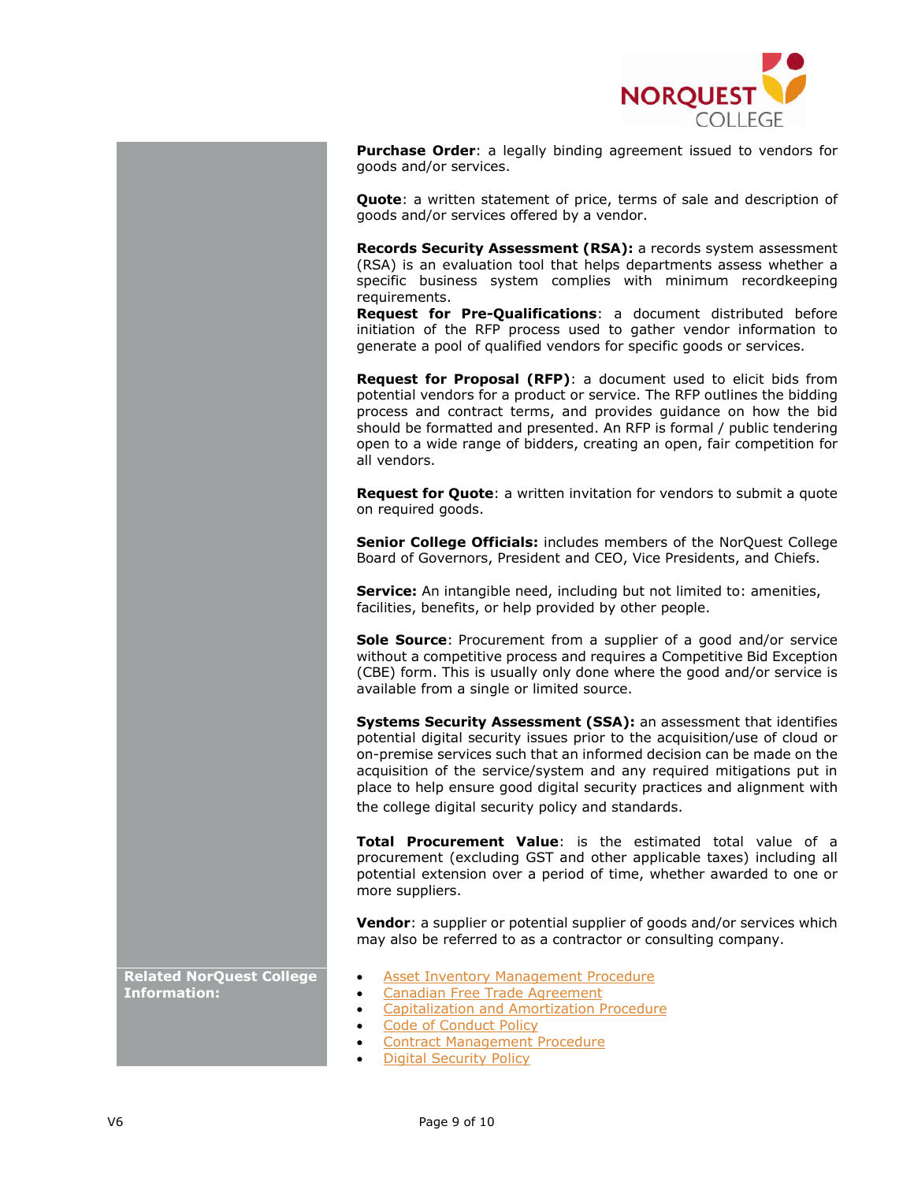**Purchase Order**: a legally binding agreement issued to vendors for goods and/or services.

**Quote**: a written statement of price, terms of sale and description of goods and/or services offered by a vendor.

**Records Security Assessment (RSA):** a records system assessment (RSA) is an evaluation tool that helps departments assess whether a specific business system complies with minimum recordkeeping requirements.

**Request for Pre-Qualifications**: a document distributed before initiation of the RFP process used to gather vendor information to generate a pool of qualified vendors for specific goods or services.

**Request for Proposal (RFP)**: a document used to elicit bids from potential vendors for a product or service. The RFP outlines the bidding process and contract terms, and provides guidance on how the bid should be formatted and presented. An RFP is formal / public tendering open to a wide range of bidders, creating an open, fair competition for all vendors.

**Request for Quote**: a written invitation for vendors to submit a quote on required goods.

**Senior College Officials:** includes members of the NorQuest College Board of Governors, President and CEO, Vice Presidents, and Chiefs.

**Service:** An intangible need, including but not limited to: amenities, facilities, benefits, or help provided by other people.

**Sole Source**: Procurement from a supplier of a good and/or service without a competitive process and requires a Competitive Bid Exception (CBE) form. This is usually only done where the good and/or service is available from a single or limited source.

**Systems Security Assessment (SSA):** an assessment that identifies potential digital security issues prior to the acquisition/use of cloud or on-premise services such that an informed decision can be made on the acquisition of the service/system and any required mitigations put in place to help ensure good digital security practices and alignment with the college digital security policy and standards.

**Total Procurement Value**: is the estimated total value of a procurement (excluding GST and other applicable taxes) including all potential extension over a period of time, whether awarded to one or more suppliers.

**Vendor**: a supplier or potential supplier of goods and/or services which may also be referred to as a contractor or consulting company.

**Related NorQuest College Information:**

- Asset Inventory Management Procedure
- Canadian Free Trade Agreement
- Capitalization and Amortization Procedure
- Code of Conduct Policy
- Contract Management Procedure
- Digital Security Policy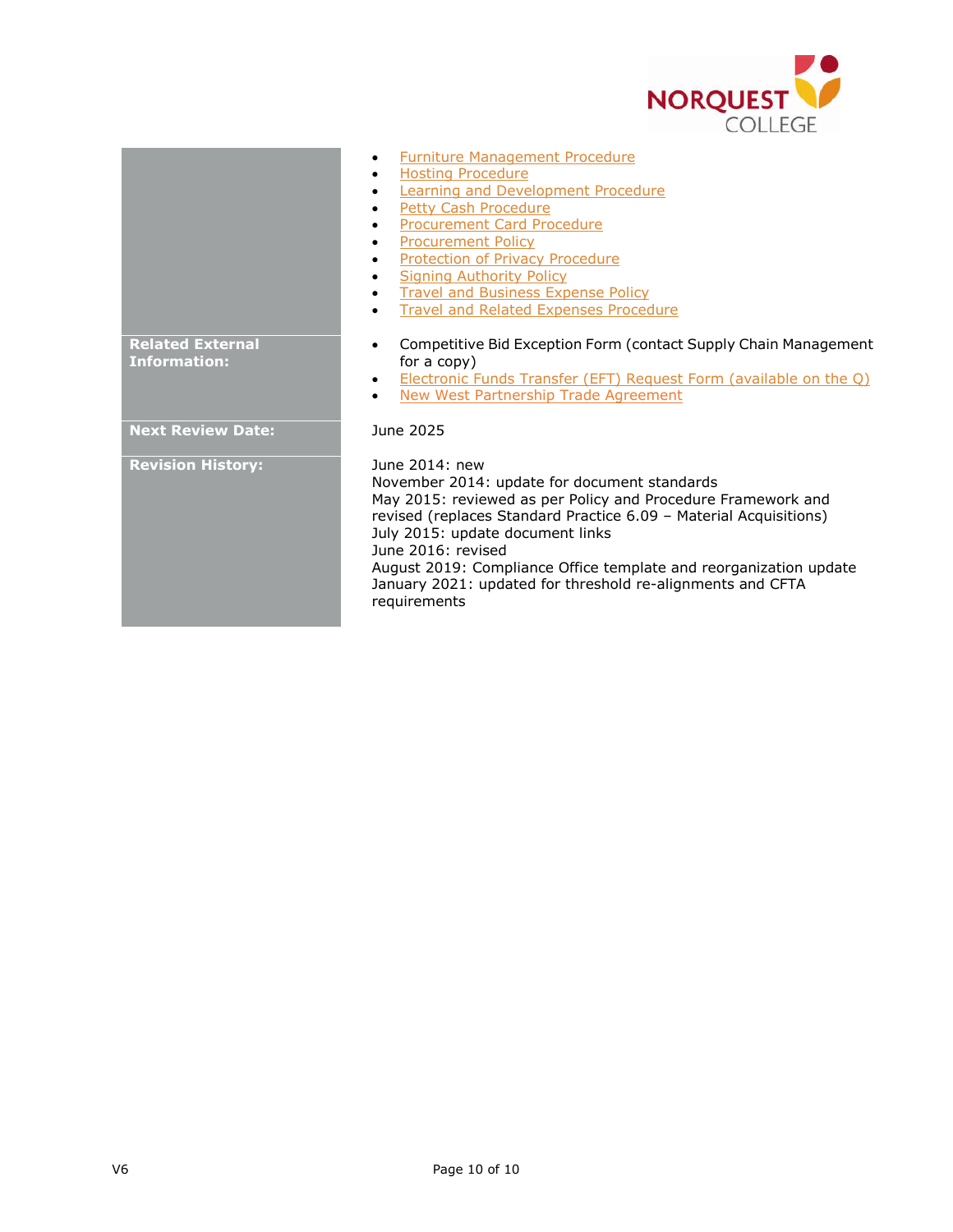| | |
|---|---|
| | • Furniture Management Procedure<br>• Hosting Procedure<br>• Learning and Development Procedure<br>• Petty Cash Procedure<br>• Procurement Card Procedure<br>• Procurement Policy<br>• Protection of Privacy Procedure<br>• Signing Authority Policy<br>• Travel and Business Expense Policy<br>• Travel and Related Expenses Procedure |
| **Related External Information:** | • Competitive Bid Exception Form (contact Supply Chain Management for a copy)<br>• Electronic Funds Transfer (EFT) Request Form (available on the Q)<br>• New West Partnership Trade Agreement |
| **Next Review Date:** | June 2025 |
| **Revision History:** | June 2014: new<br>November 2014: update for document standards<br>May 2015: reviewed as per Policy and Procedure Framework and revised (replaces Standard Practice 6.09 – Material Acquisitions)<br>July 2015: update document links<br>June 2016: revised<br>August 2019: Compliance Office template and reorganization update<br>January 2021: updated for threshold re-alignments and CFTA requirements |